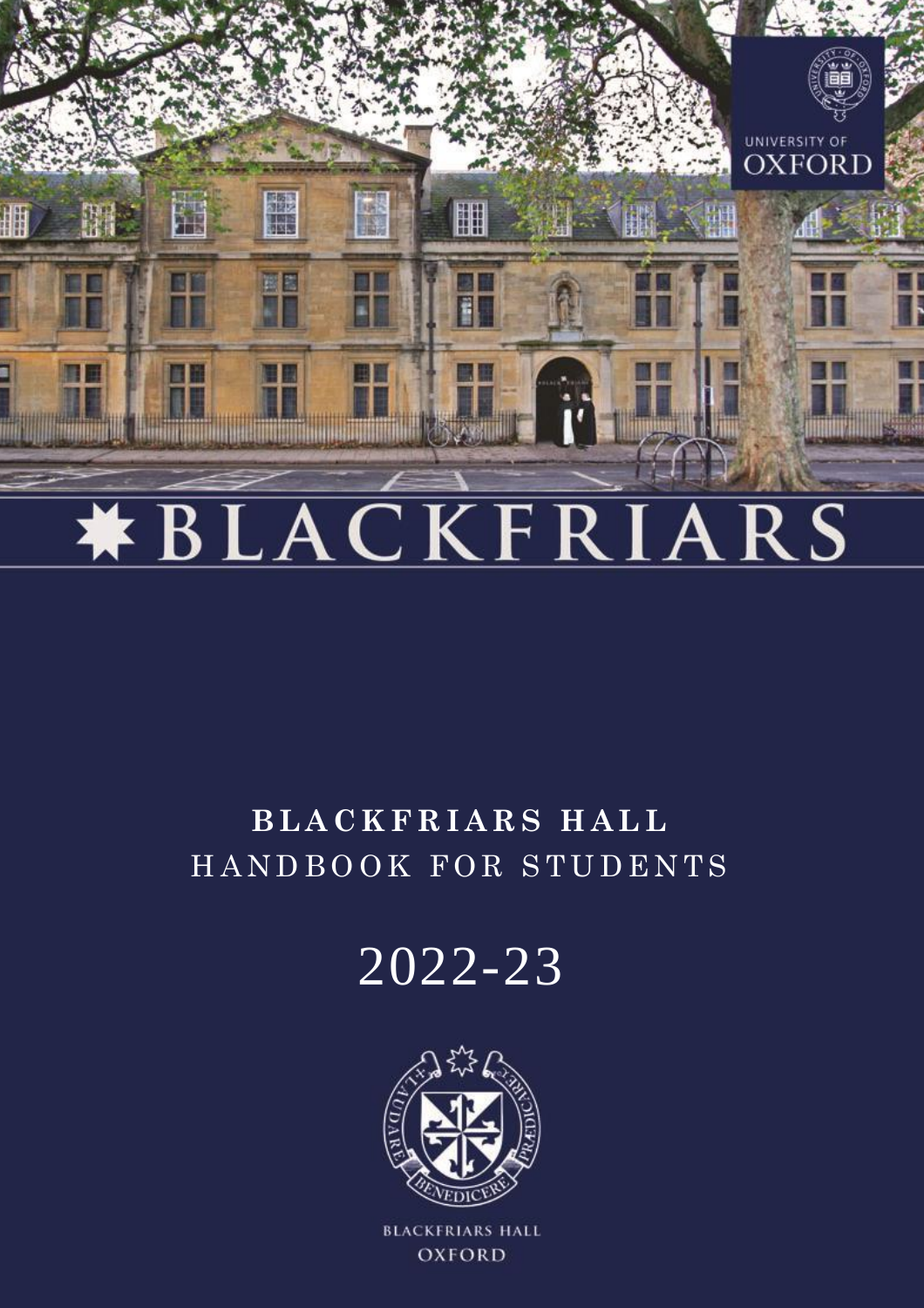UNIVERSITY OF OXFORD

# ✷ BLACKFRIARS

## BLACKFRIARS HALL
HANDBOOK FOR STUDENTS

# 2022-23

LAUDARE BENEDICERE PRÆDICARE

BLACKFRIARS HALL
OXFORD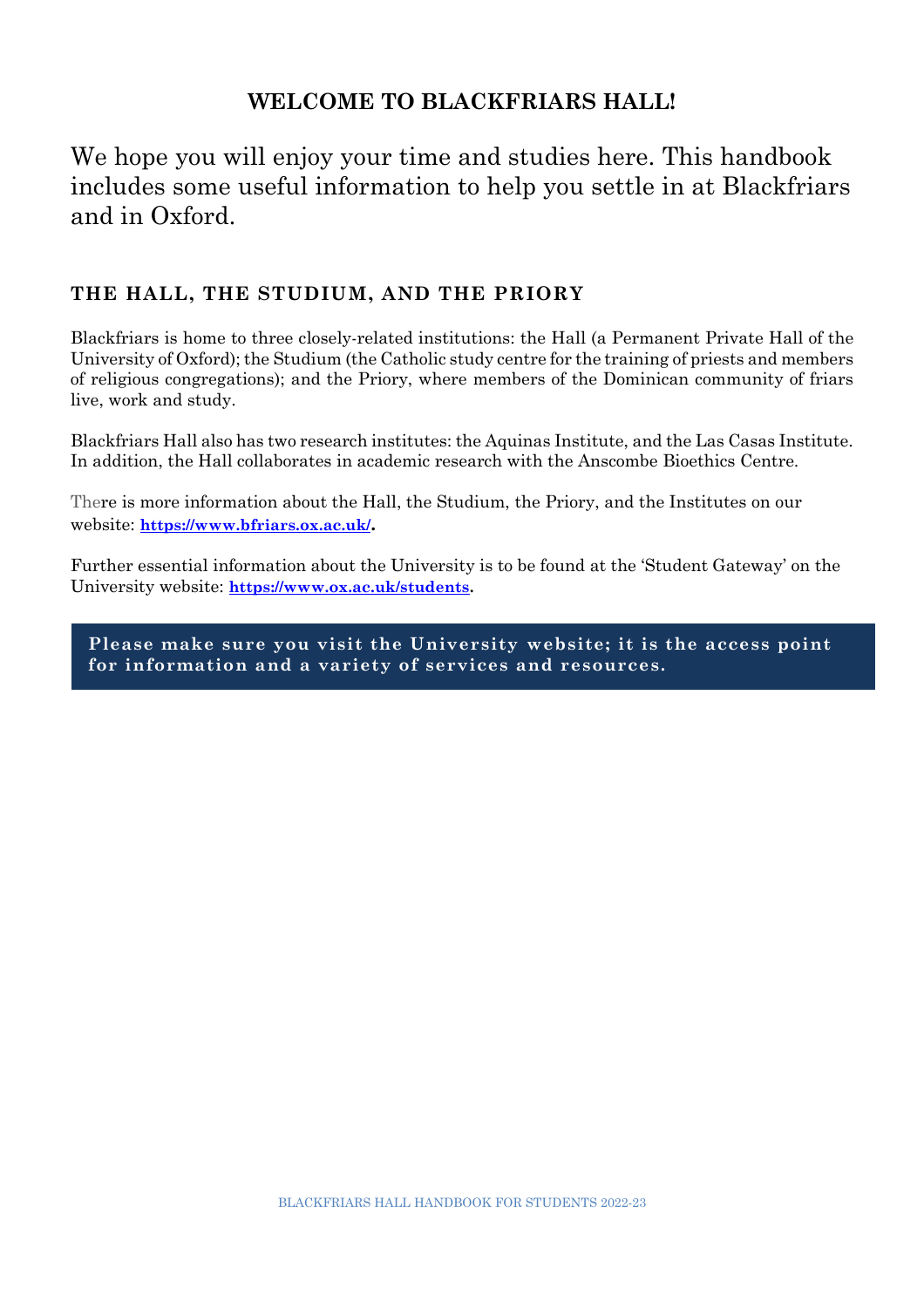# WELCOME TO BLACKFRIARS HALL!

We hope you will enjoy your time and studies here. This handbook includes some useful information to help you settle in at Blackfriars and in Oxford.

## THE HALL, THE STUDIUM, AND THE PRIORY

Blackfriars is home to three closely-related institutions: the Hall (a Permanent Private Hall of the University of Oxford); the Studium (the Catholic study centre for the training of priests and members of religious congregations); and the Priory, where members of the Dominican community of friars live, work and study.

Blackfriars Hall also has two research institutes: the Aquinas Institute, and the Las Casas Institute. In addition, the Hall collaborates in academic research with the Anscombe Bioethics Centre.

There is more information about the Hall, the Studium, the Priory, and the Institutes on our website: **https://www.bfriars.ox.ac.uk/.**

Further essential information about the University is to be found at the 'Student Gateway' on the University website: **https://www.ox.ac.uk/students.**

**Please make sure you visit the University website; it is the access point for information and a variety of services and resources.**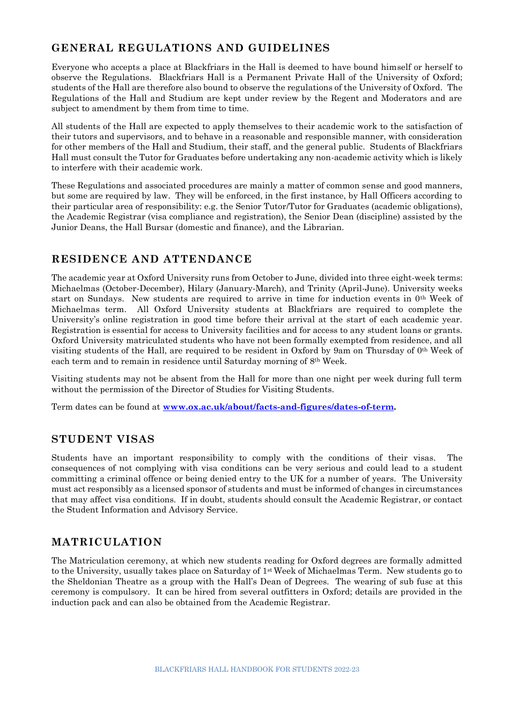## GENERAL REGULATIONS AND GUIDELINES

Everyone who accepts a place at Blackfriars in the Hall is deemed to have bound himself or herself to observe the Regulations. Blackfriars Hall is a Permanent Private Hall of the University of Oxford; students of the Hall are therefore also bound to observe the regulations of the University of Oxford. The Regulations of the Hall and Studium are kept under review by the Regent and Moderators and are subject to amendment by them from time to time.

All students of the Hall are expected to apply themselves to their academic work to the satisfaction of their tutors and supervisors, and to behave in a reasonable and responsible manner, with consideration for other members of the Hall and Studium, their staff, and the general public. Students of Blackfriars Hall must consult the Tutor for Graduates before undertaking any non-academic activity which is likely to interfere with their academic work.

These Regulations and associated procedures are mainly a matter of common sense and good manners, but some are required by law. They will be enforced, in the first instance, by Hall Officers according to their particular area of responsibility: e.g. the Senior Tutor/Tutor for Graduates (academic obligations), the Academic Registrar (visa compliance and registration), the Senior Dean (discipline) assisted by the Junior Deans, the Hall Bursar (domestic and finance), and the Librarian.

## RESIDENCE AND ATTENDANCE

The academic year at Oxford University runs from October to June, divided into three eight-week terms: Michaelmas (October-December), Hilary (January-March), and Trinity (April-June). University weeks start on Sundays. New students are required to arrive in time for induction events in 0th Week of Michaelmas term. All Oxford University students at Blackfriars are required to complete the University's online registration in good time before their arrival at the start of each academic year. Registration is essential for access to University facilities and for access to any student loans or grants. Oxford University matriculated students who have not been formally exempted from residence, and all visiting students of the Hall, are required to be resident in Oxford by 9am on Thursday of 0th Week of each term and to remain in residence until Saturday morning of 8th Week.

Visiting students may not be absent from the Hall for more than one night per week during full term without the permission of the Director of Studies for Visiting Students.

Term dates can be found at **[www.ox.ac.uk/about/facts-and-figures/dates-of-term](www.ox.ac.uk/about/facts-and-figures/dates-of-term).**

## STUDENT VISAS

Students have an important responsibility to comply with the conditions of their visas. The consequences of not complying with visa conditions can be very serious and could lead to a student committing a criminal offence or being denied entry to the UK for a number of years. The University must act responsibly as a licensed sponsor of students and must be informed of changes in circumstances that may affect visa conditions. If in doubt, students should consult the Academic Registrar, or contact the Student Information and Advisory Service.

## MATRICULATION

The Matriculation ceremony, at which new students reading for Oxford degrees are formally admitted to the University, usually takes place on Saturday of 1st Week of Michaelmas Term. New students go to the Sheldonian Theatre as a group with the Hall's Dean of Degrees. The wearing of sub fusc at this ceremony is compulsory. It can be hired from several outfitters in Oxford; details are provided in the induction pack and can also be obtained from the Academic Registrar.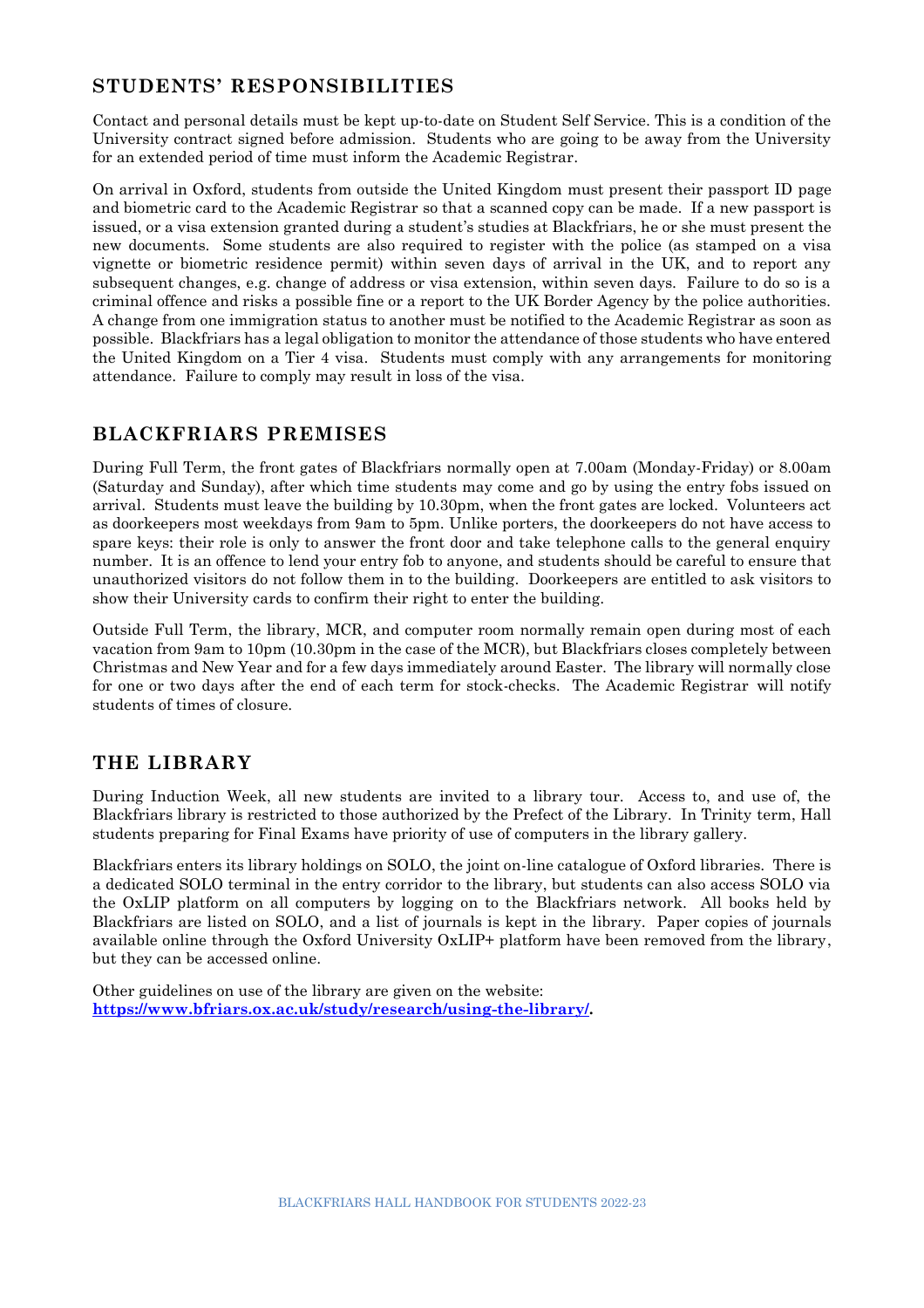## STUDENTS' RESPONSIBILITIES

Contact and personal details must be kept up-to-date on Student Self Service. This is a condition of the University contract signed before admission. Students who are going to be away from the University for an extended period of time must inform the Academic Registrar.

On arrival in Oxford, students from outside the United Kingdom must present their passport ID page and biometric card to the Academic Registrar so that a scanned copy can be made. If a new passport is issued, or a visa extension granted during a student's studies at Blackfriars, he or she must present the new documents. Some students are also required to register with the police (as stamped on a visa vignette or biometric residence permit) within seven days of arrival in the UK, and to report any subsequent changes, e.g. change of address or visa extension, within seven days. Failure to do so is a criminal offence and risks a possible fine or a report to the UK Border Agency by the police authorities. A change from one immigration status to another must be notified to the Academic Registrar as soon as possible. Blackfriars has a legal obligation to monitor the attendance of those students who have entered the United Kingdom on a Tier 4 visa. Students must comply with any arrangements for monitoring attendance. Failure to comply may result in loss of the visa.

## BLACKFRIARS PREMISES

During Full Term, the front gates of Blackfriars normally open at 7.00am (Monday-Friday) or 8.00am (Saturday and Sunday), after which time students may come and go by using the entry fobs issued on arrival. Students must leave the building by 10.30pm, when the front gates are locked. Volunteers act as doorkeepers most weekdays from 9am to 5pm. Unlike porters, the doorkeepers do not have access to spare keys: their role is only to answer the front door and take telephone calls to the general enquiry number. It is an offence to lend your entry fob to anyone, and students should be careful to ensure that unauthorized visitors do not follow them in to the building. Doorkeepers are entitled to ask visitors to show their University cards to confirm their right to enter the building.

Outside Full Term, the library, MCR, and computer room normally remain open during most of each vacation from 9am to 10pm (10.30pm in the case of the MCR), but Blackfriars closes completely between Christmas and New Year and for a few days immediately around Easter. The library will normally close for one or two days after the end of each term for stock-checks. The Academic Registrar will notify students of times of closure.

## THE LIBRARY

During Induction Week, all new students are invited to a library tour. Access to, and use of, the Blackfriars library is restricted to those authorized by the Prefect of the Library. In Trinity term, Hall students preparing for Final Exams have priority of use of computers in the library gallery.

Blackfriars enters its library holdings on SOLO, the joint on-line catalogue of Oxford libraries. There is a dedicated SOLO terminal in the entry corridor to the library, but students can also access SOLO via the OxLIP platform on all computers by logging on to the Blackfriars network. All books held by Blackfriars are listed on SOLO, and a list of journals is kept in the library. Paper copies of journals available online through the Oxford University OxLIP+ platform have been removed from the library, but they can be accessed online.

Other guidelines on use of the library are given on the website:
**[https://www.bfriars.ox.ac.uk/study/research/using-the-library/](https://www.bfriars.ox.ac.uk/study/research/using-the-library/).**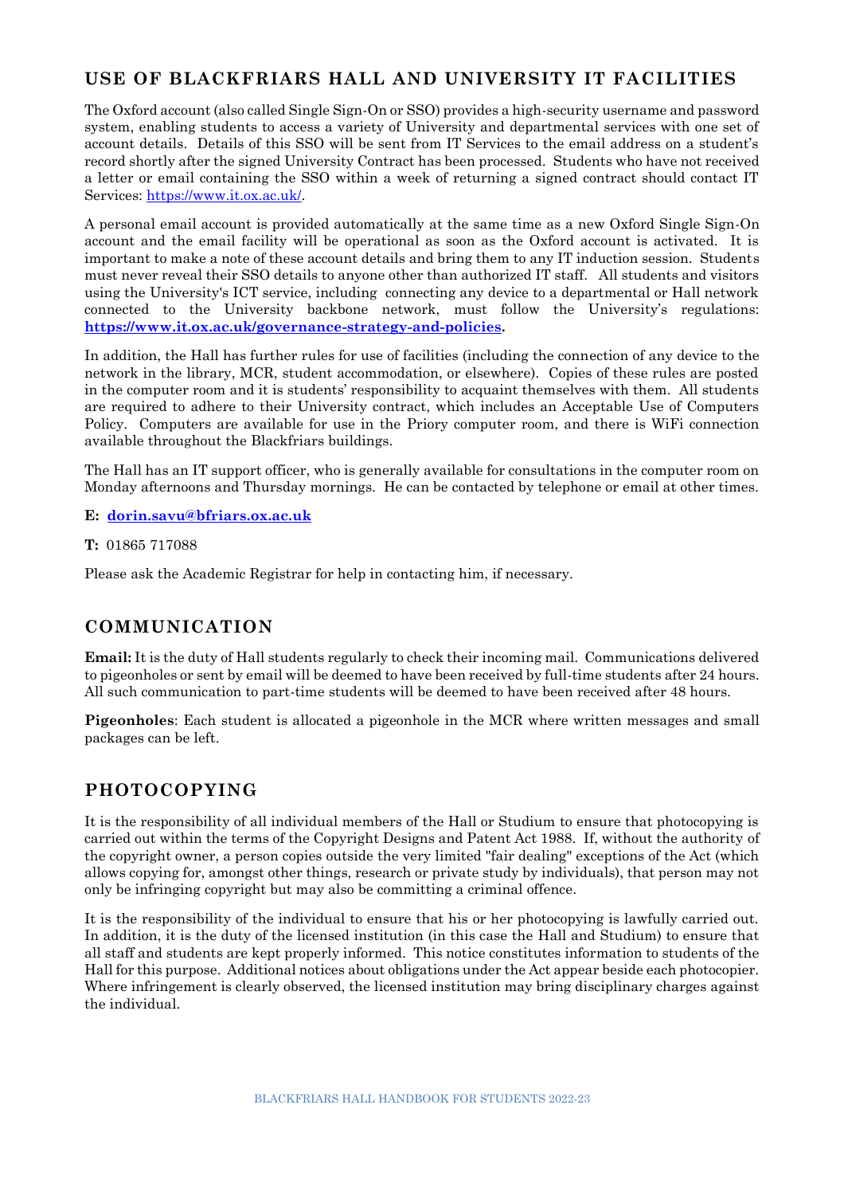## USE OF BLACKFRIARS HALL AND UNIVERSITY IT FACILITIES

The Oxford account (also called Single Sign-On or SSO) provides a high-security username and password system, enabling students to access a variety of University and departmental services with one set of account details. Details of this SSO will be sent from IT Services to the email address on a student's record shortly after the signed University Contract has been processed. Students who have not received a letter or email containing the SSO within a week of returning a signed contract should contact IT Services: https://www.it.ox.ac.uk/.

A personal email account is provided automatically at the same time as a new Oxford Single Sign-On account and the email facility will be operational as soon as the Oxford account is activated. It is important to make a note of these account details and bring them to any IT induction session. Students must never reveal their SSO details to anyone other than authorized IT staff. All students and visitors using the University's ICT service, including connecting any device to a departmental or Hall network connected to the University backbone network, must follow the University's regulations: **https://www.it.ox.ac.uk/governance-strategy-and-policies.**

In addition, the Hall has further rules for use of facilities (including the connection of any device to the network in the library, MCR, student accommodation, or elsewhere). Copies of these rules are posted in the computer room and it is students' responsibility to acquaint themselves with them. All students are required to adhere to their University contract, which includes an Acceptable Use of Computers Policy. Computers are available for use in the Priory computer room, and there is WiFi connection available throughout the Blackfriars buildings.

The Hall has an IT support officer, who is generally available for consultations in the computer room on Monday afternoons and Thursday mornings. He can be contacted by telephone or email at other times.

**E:** **dorin.savu@bfriars.ox.ac.uk**

**T:** 01865 717088

Please ask the Academic Registrar for help in contacting him, if necessary.

## COMMUNICATION

**Email:** It is the duty of Hall students regularly to check their incoming mail. Communications delivered to pigeonholes or sent by email will be deemed to have been received by full-time students after 24 hours. All such communication to part-time students will be deemed to have been received after 48 hours.

**Pigeonholes**: Each student is allocated a pigeonhole in the MCR where written messages and small packages can be left.

## PHOTOCOPYING

It is the responsibility of all individual members of the Hall or Studium to ensure that photocopying is carried out within the terms of the Copyright Designs and Patent Act 1988. If, without the authority of the copyright owner, a person copies outside the very limited "fair dealing" exceptions of the Act (which allows copying for, amongst other things, research or private study by individuals), that person may not only be infringing copyright but may also be committing a criminal offence.

It is the responsibility of the individual to ensure that his or her photocopying is lawfully carried out. In addition, it is the duty of the licensed institution (in this case the Hall and Studium) to ensure that all staff and students are kept properly informed. This notice constitutes information to students of the Hall for this purpose. Additional notices about obligations under the Act appear beside each photocopier. Where infringement is clearly observed, the licensed institution may bring disciplinary charges against the individual.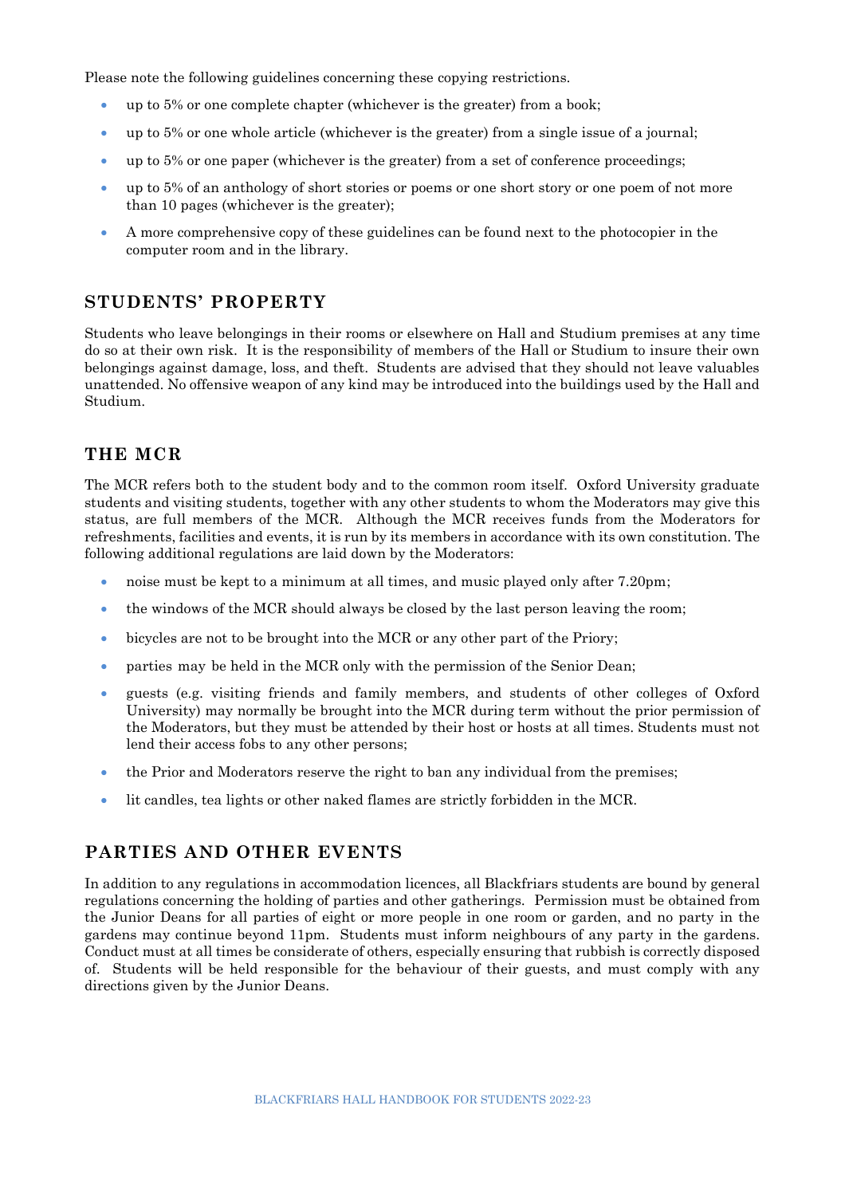Please note the following guidelines concerning these copying restrictions.

- up to 5% or one complete chapter (whichever is the greater) from a book;
- up to 5% or one whole article (whichever is the greater) from a single issue of a journal;
- up to 5% or one paper (whichever is the greater) from a set of conference proceedings;
- up to 5% of an anthology of short stories or poems or one short story or one poem of not more than 10 pages (whichever is the greater);
- A more comprehensive copy of these guidelines can be found next to the photocopier in the computer room and in the library.

## STUDENTS' PROPERTY

Students who leave belongings in their rooms or elsewhere on Hall and Studium premises at any time do so at their own risk. It is the responsibility of members of the Hall or Studium to insure their own belongings against damage, loss, and theft. Students are advised that they should not leave valuables unattended. No offensive weapon of any kind may be introduced into the buildings used by the Hall and Studium.

## THE MCR

The MCR refers both to the student body and to the common room itself. Oxford University graduate students and visiting students, together with any other students to whom the Moderators may give this status, are full members of the MCR. Although the MCR receives funds from the Moderators for refreshments, facilities and events, it is run by its members in accordance with its own constitution. The following additional regulations are laid down by the Moderators:

- noise must be kept to a minimum at all times, and music played only after 7.20pm;
- the windows of the MCR should always be closed by the last person leaving the room;
- bicycles are not to be brought into the MCR or any other part of the Priory;
- parties may be held in the MCR only with the permission of the Senior Dean;
- guests (e.g. visiting friends and family members, and students of other colleges of Oxford University) may normally be brought into the MCR during term without the prior permission of the Moderators, but they must be attended by their host or hosts at all times. Students must not lend their access fobs to any other persons;
- the Prior and Moderators reserve the right to ban any individual from the premises;
- lit candles, tea lights or other naked flames are strictly forbidden in the MCR.

## PARTIES AND OTHER EVENTS

In addition to any regulations in accommodation licences, all Blackfriars students are bound by general regulations concerning the holding of parties and other gatherings. Permission must be obtained from the Junior Deans for all parties of eight or more people in one room or garden, and no party in the gardens may continue beyond 11pm. Students must inform neighbours of any party in the gardens. Conduct must at all times be considerate of others, especially ensuring that rubbish is correctly disposed of. Students will be held responsible for the behaviour of their guests, and must comply with any directions given by the Junior Deans.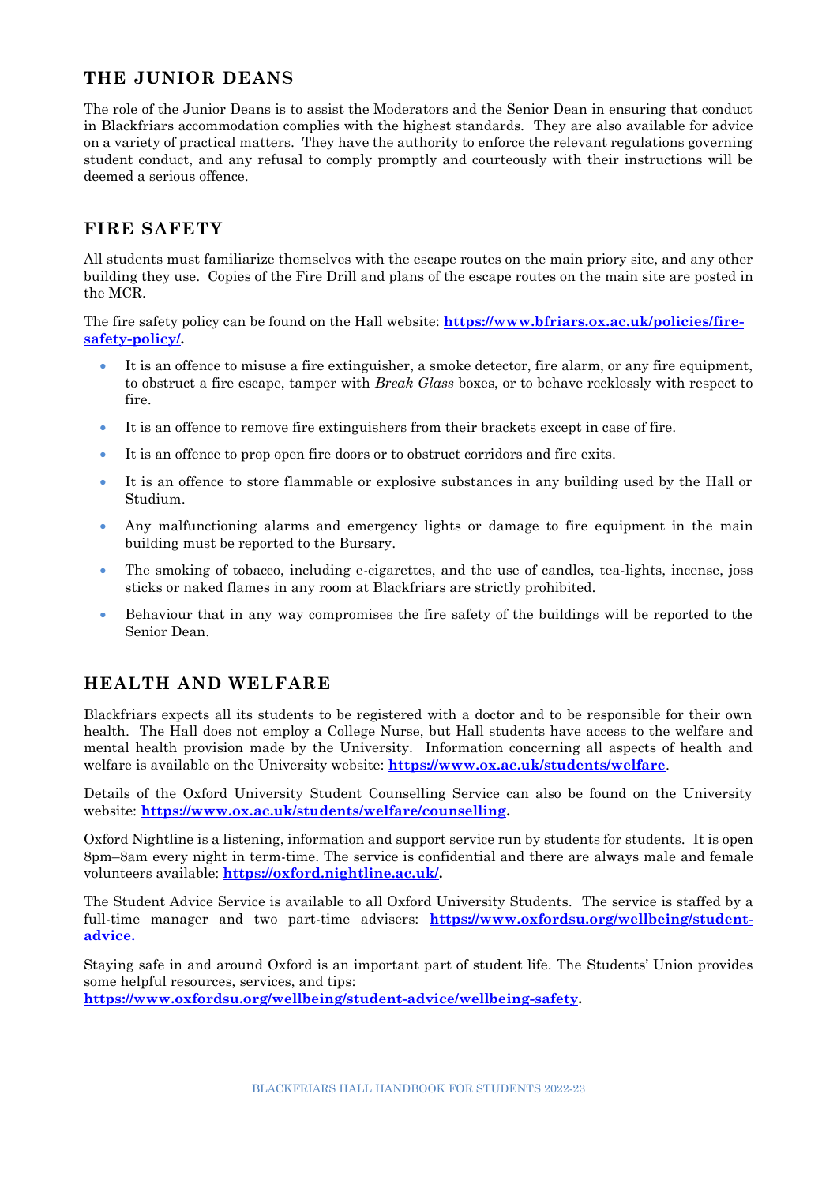## THE JUNIOR DEANS

The role of the Junior Deans is to assist the Moderators and the Senior Dean in ensuring that conduct in Blackfriars accommodation complies with the highest standards. They are also available for advice on a variety of practical matters. They have the authority to enforce the relevant regulations governing student conduct, and any refusal to comply promptly and courteously with their instructions will be deemed a serious offence.

## FIRE SAFETY

All students must familiarize themselves with the escape routes on the main priory site, and any other building they use. Copies of the Fire Drill and plans of the escape routes on the main site are posted in the MCR.

The fire safety policy can be found on the Hall website: **https://www.bfriars.ox.ac.uk/policies/fire-safety-policy/.**

- It is an offence to misuse a fire extinguisher, a smoke detector, fire alarm, or any fire equipment, to obstruct a fire escape, tamper with *Break Glass* boxes, or to behave recklessly with respect to fire.
- It is an offence to remove fire extinguishers from their brackets except in case of fire.
- It is an offence to prop open fire doors or to obstruct corridors and fire exits.
- It is an offence to store flammable or explosive substances in any building used by the Hall or Studium.
- Any malfunctioning alarms and emergency lights or damage to fire equipment in the main building must be reported to the Bursary.
- The smoking of tobacco, including e-cigarettes, and the use of candles, tea-lights, incense, joss sticks or naked flames in any room at Blackfriars are strictly prohibited.
- Behaviour that in any way compromises the fire safety of the buildings will be reported to the Senior Dean.

## HEALTH AND WELFARE

Blackfriars expects all its students to be registered with a doctor and to be responsible for their own health. The Hall does not employ a College Nurse, but Hall students have access to the welfare and mental health provision made by the University. Information concerning all aspects of health and welfare is available on the University website: **https://www.ox.ac.uk/students/welfare**.

Details of the Oxford University Student Counselling Service can also be found on the University website: **https://www.ox.ac.uk/students/welfare/counselling.**

Oxford Nightline is a listening, information and support service run by students for students. It is open 8pm–8am every night in term-time. The service is confidential and there are always male and female volunteers available: **https://oxford.nightline.ac.uk/.**

The Student Advice Service is available to all Oxford University Students. The service is staffed by a full-time manager and two part-time advisers: **https://www.oxfordsu.org/wellbeing/student-advice.**

Staying safe in and around Oxford is an important part of student life. The Students' Union provides some helpful resources, services, and tips:
**https://www.oxfordsu.org/wellbeing/student-advice/wellbeing-safety.**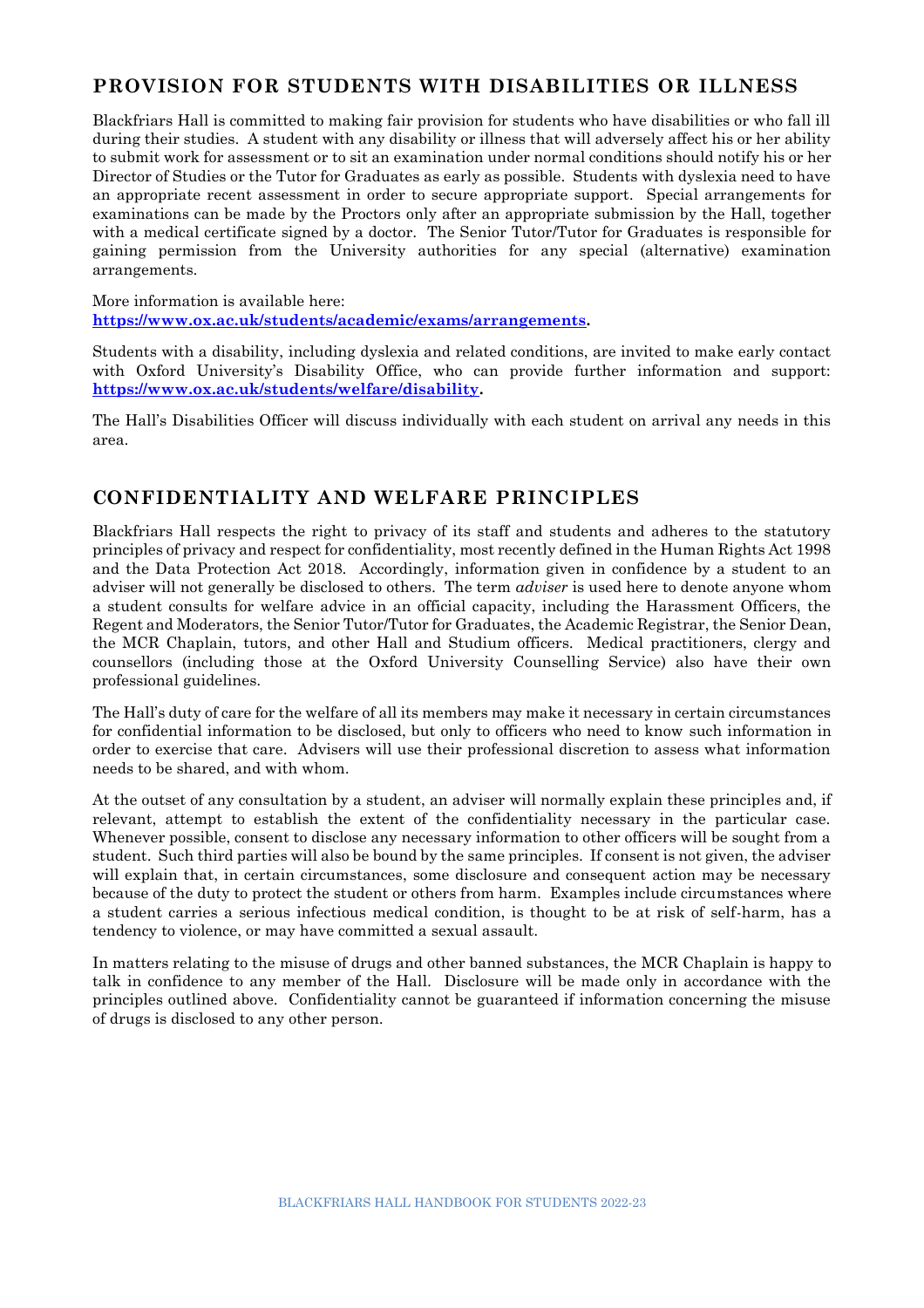## PROVISION FOR STUDENTS WITH DISABILITIES OR ILLNESS

Blackfriars Hall is committed to making fair provision for students who have disabilities or who fall ill during their studies. A student with any disability or illness that will adversely affect his or her ability to submit work for assessment or to sit an examination under normal conditions should notify his or her Director of Studies or the Tutor for Graduates as early as possible. Students with dyslexia need to have an appropriate recent assessment in order to secure appropriate support. Special arrangements for examinations can be made by the Proctors only after an appropriate submission by the Hall, together with a medical certificate signed by a doctor. The Senior Tutor/Tutor for Graduates is responsible for gaining permission from the University authorities for any special (alternative) examination arrangements.

More information is available here:
**https://www.ox.ac.uk/students/academic/exams/arrangements.**

Students with a disability, including dyslexia and related conditions, are invited to make early contact with Oxford University's Disability Office, who can provide further information and support: **https://www.ox.ac.uk/students/welfare/disability.**

The Hall's Disabilities Officer will discuss individually with each student on arrival any needs in this area.

## CONFIDENTIALITY AND WELFARE PRINCIPLES

Blackfriars Hall respects the right to privacy of its staff and students and adheres to the statutory principles of privacy and respect for confidentiality, most recently defined in the Human Rights Act 1998 and the Data Protection Act 2018. Accordingly, information given in confidence by a student to an adviser will not generally be disclosed to others. The term *adviser* is used here to denote anyone whom a student consults for welfare advice in an official capacity, including the Harassment Officers, the Regent and Moderators, the Senior Tutor/Tutor for Graduates, the Academic Registrar, the Senior Dean, the MCR Chaplain, tutors, and other Hall and Studium officers. Medical practitioners, clergy and counsellors (including those at the Oxford University Counselling Service) also have their own professional guidelines.

The Hall's duty of care for the welfare of all its members may make it necessary in certain circumstances for confidential information to be disclosed, but only to officers who need to know such information in order to exercise that care. Advisers will use their professional discretion to assess what information needs to be shared, and with whom.

At the outset of any consultation by a student, an adviser will normally explain these principles and, if relevant, attempt to establish the extent of the confidentiality necessary in the particular case. Whenever possible, consent to disclose any necessary information to other officers will be sought from a student. Such third parties will also be bound by the same principles. If consent is not given, the adviser will explain that, in certain circumstances, some disclosure and consequent action may be necessary because of the duty to protect the student or others from harm. Examples include circumstances where a student carries a serious infectious medical condition, is thought to be at risk of self-harm, has a tendency to violence, or may have committed a sexual assault.

In matters relating to the misuse of drugs and other banned substances, the MCR Chaplain is happy to talk in confidence to any member of the Hall. Disclosure will be made only in accordance with the principles outlined above. Confidentiality cannot be guaranteed if information concerning the misuse of drugs is disclosed to any other person.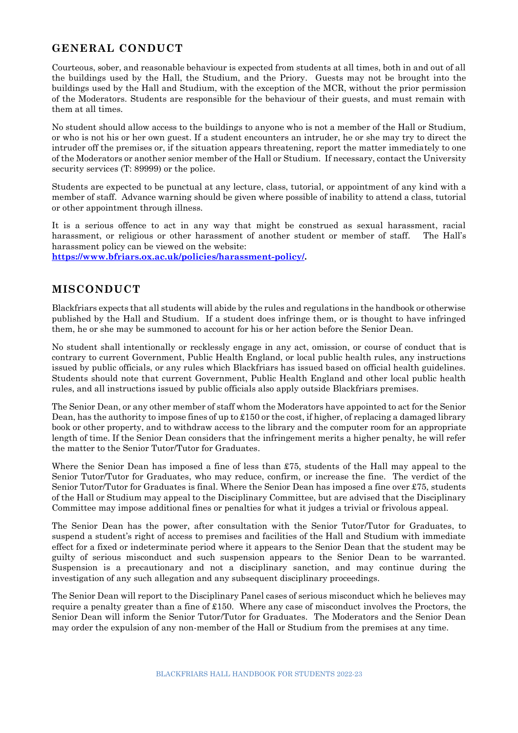## GENERAL CONDUCT

Courteous, sober, and reasonable behaviour is expected from students at all times, both in and out of all the buildings used by the Hall, the Studium, and the Priory. Guests may not be brought into the buildings used by the Hall and Studium, with the exception of the MCR, without the prior permission of the Moderators. Students are responsible for the behaviour of their guests, and must remain with them at all times.

No student should allow access to the buildings to anyone who is not a member of the Hall or Studium, or who is not his or her own guest. If a student encounters an intruder, he or she may try to direct the intruder off the premises or, if the situation appears threatening, report the matter immediately to one of the Moderators or another senior member of the Hall or Studium. If necessary, contact the University security services (T: 89999) or the police.

Students are expected to be punctual at any lecture, class, tutorial, or appointment of any kind with a member of staff. Advance warning should be given where possible of inability to attend a class, tutorial or other appointment through illness.

It is a serious offence to act in any way that might be construed as sexual harassment, racial harassment, or religious or other harassment of another student or member of staff. The Hall's harassment policy can be viewed on the website: **https://www.bfriars.ox.ac.uk/policies/harassment-policy/.**

## MISCONDUCT

Blackfriars expects that all students will abide by the rules and regulations in the handbook or otherwise published by the Hall and Studium. If a student does infringe them, or is thought to have infringed them, he or she may be summoned to account for his or her action before the Senior Dean.

No student shall intentionally or recklessly engage in any act, omission, or course of conduct that is contrary to current Government, Public Health England, or local public health rules, any instructions issued by public officials, or any rules which Blackfriars has issued based on official health guidelines. Students should note that current Government, Public Health England and other local public health rules, and all instructions issued by public officials also apply outside Blackfriars premises.

The Senior Dean, or any other member of staff whom the Moderators have appointed to act for the Senior Dean, has the authority to impose fines of up to £150 or the cost, if higher, of replacing a damaged library book or other property, and to withdraw access to the library and the computer room for an appropriate length of time. If the Senior Dean considers that the infringement merits a higher penalty, he will refer the matter to the Senior Tutor/Tutor for Graduates.

Where the Senior Dean has imposed a fine of less than £75, students of the Hall may appeal to the Senior Tutor/Tutor for Graduates, who may reduce, confirm, or increase the fine. The verdict of the Senior Tutor/Tutor for Graduates is final. Where the Senior Dean has imposed a fine over £75, students of the Hall or Studium may appeal to the Disciplinary Committee, but are advised that the Disciplinary Committee may impose additional fines or penalties for what it judges a trivial or frivolous appeal.

The Senior Dean has the power, after consultation with the Senior Tutor/Tutor for Graduates, to suspend a student's right of access to premises and facilities of the Hall and Studium with immediate effect for a fixed or indeterminate period where it appears to the Senior Dean that the student may be guilty of serious misconduct and such suspension appears to the Senior Dean to be warranted. Suspension is a precautionary and not a disciplinary sanction, and may continue during the investigation of any such allegation and any subsequent disciplinary proceedings.

The Senior Dean will report to the Disciplinary Panel cases of serious misconduct which he believes may require a penalty greater than a fine of £150. Where any case of misconduct involves the Proctors, the Senior Dean will inform the Senior Tutor/Tutor for Graduates. The Moderators and the Senior Dean may order the expulsion of any non-member of the Hall or Studium from the premises at any time.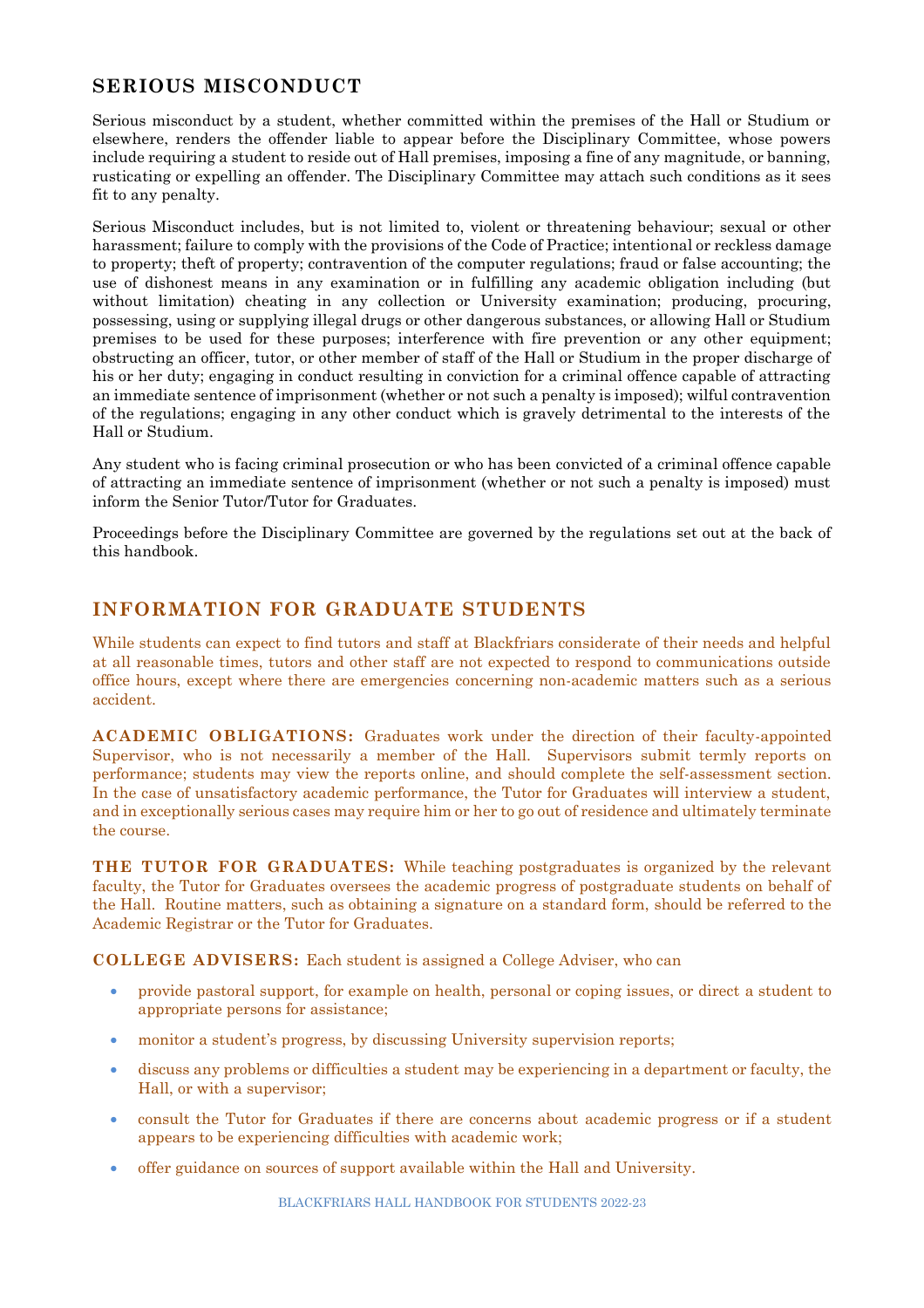## SERIOUS MISCONDUCT

Serious misconduct by a student, whether committed within the premises of the Hall or Studium or elsewhere, renders the offender liable to appear before the Disciplinary Committee, whose powers include requiring a student to reside out of Hall premises, imposing a fine of any magnitude, or banning, rusticating or expelling an offender. The Disciplinary Committee may attach such conditions as it sees fit to any penalty.

Serious Misconduct includes, but is not limited to, violent or threatening behaviour; sexual or other harassment; failure to comply with the provisions of the Code of Practice; intentional or reckless damage to property; theft of property; contravention of the computer regulations; fraud or false accounting; the use of dishonest means in any examination or in fulfilling any academic obligation including (but without limitation) cheating in any collection or University examination; producing, procuring, possessing, using or supplying illegal drugs or other dangerous substances, or allowing Hall or Studium premises to be used for these purposes; interference with fire prevention or any other equipment; obstructing an officer, tutor, or other member of staff of the Hall or Studium in the proper discharge of his or her duty; engaging in conduct resulting in conviction for a criminal offence capable of attracting an immediate sentence of imprisonment (whether or not such a penalty is imposed); wilful contravention of the regulations; engaging in any other conduct which is gravely detrimental to the interests of the Hall or Studium.

Any student who is facing criminal prosecution or who has been convicted of a criminal offence capable of attracting an immediate sentence of imprisonment (whether or not such a penalty is imposed) must inform the Senior Tutor/Tutor for Graduates.

Proceedings before the Disciplinary Committee are governed by the regulations set out at the back of this handbook.

## INFORMATION FOR GRADUATE STUDENTS

While students can expect to find tutors and staff at Blackfriars considerate of their needs and helpful at all reasonable times, tutors and other staff are not expected to respond to communications outside office hours, except where there are emergencies concerning non-academic matters such as a serious accident.

**ACADEMIC OBLIGATIONS:** Graduates work under the direction of their faculty-appointed Supervisor, who is not necessarily a member of the Hall. Supervisors submit termly reports on performance; students may view the reports online, and should complete the self-assessment section. In the case of unsatisfactory academic performance, the Tutor for Graduates will interview a student, and in exceptionally serious cases may require him or her to go out of residence and ultimately terminate the course.

**THE TUTOR FOR GRADUATES:** While teaching postgraduates is organized by the relevant faculty, the Tutor for Graduates oversees the academic progress of postgraduate students on behalf of the Hall. Routine matters, such as obtaining a signature on a standard form, should be referred to the Academic Registrar or the Tutor for Graduates.

**COLLEGE ADVISERS:** Each student is assigned a College Adviser, who can

- provide pastoral support, for example on health, personal or coping issues, or direct a student to appropriate persons for assistance;
- monitor a student's progress, by discussing University supervision reports;
- discuss any problems or difficulties a student may be experiencing in a department or faculty, the Hall, or with a supervisor;
- consult the Tutor for Graduates if there are concerns about academic progress or if a student appears to be experiencing difficulties with academic work;
- offer guidance on sources of support available within the Hall and University.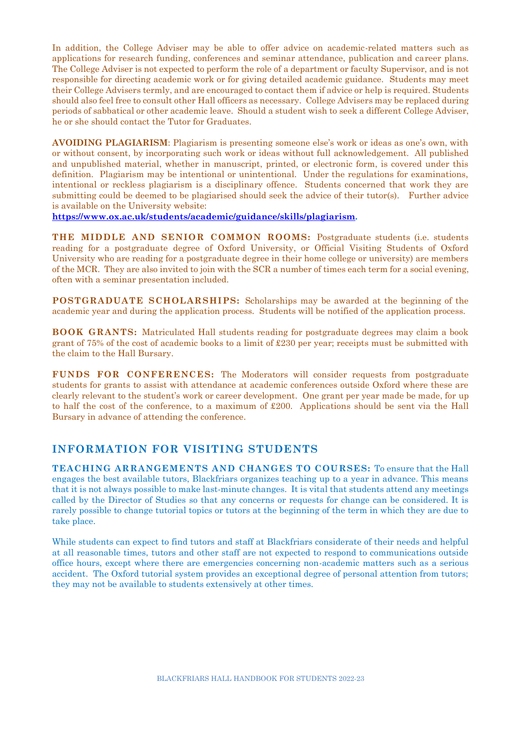In addition, the College Adviser may be able to offer advice on academic-related matters such as applications for research funding, conferences and seminar attendance, publication and career plans. The College Adviser is not expected to perform the role of a department or faculty Supervisor, and is not responsible for directing academic work or for giving detailed academic guidance. Students may meet their College Advisers termly, and are encouraged to contact them if advice or help is required. Students should also feel free to consult other Hall officers as necessary. College Advisers may be replaced during periods of sabbatical or other academic leave. Should a student wish to seek a different College Adviser, he or she should contact the Tutor for Graduates.

**AVOIDING PLAGIARISM**: Plagiarism is presenting someone else's work or ideas as one's own, with or without consent, by incorporating such work or ideas without full acknowledgement. All published and unpublished material, whether in manuscript, printed, or electronic form, is covered under this definition. Plagiarism may be intentional or unintentional. Under the regulations for examinations, intentional or reckless plagiarism is a disciplinary offence. Students concerned that work they are submitting could be deemed to be plagiarised should seek the advice of their tutor(s). Further advice is available on the University website:
**https://www.ox.ac.uk/students/academic/guidance/skills/plagiarism**.

**THE MIDDLE AND SENIOR COMMON ROOMS:** Postgraduate students (i.e. students reading for a postgraduate degree of Oxford University, or Official Visiting Students of Oxford University who are reading for a postgraduate degree in their home college or university) are members of the MCR. They are also invited to join with the SCR a number of times each term for a social evening, often with a seminar presentation included.

**POSTGRADUATE SCHOLARSHIPS:** Scholarships may be awarded at the beginning of the academic year and during the application process. Students will be notified of the application process.

**BOOK GRANTS:** Matriculated Hall students reading for postgraduate degrees may claim a book grant of 75% of the cost of academic books to a limit of £230 per year; receipts must be submitted with the claim to the Hall Bursary.

**FUNDS FOR CONFERENCES:** The Moderators will consider requests from postgraduate students for grants to assist with attendance at academic conferences outside Oxford where these are clearly relevant to the student's work or career development. One grant per year made be made, for up to half the cost of the conference, to a maximum of £200. Applications should be sent via the Hall Bursary in advance of attending the conference.

## INFORMATION FOR VISITING STUDENTS

**TEACHING ARRANGEMENTS AND CHANGES TO COURSES:** To ensure that the Hall engages the best available tutors, Blackfriars organizes teaching up to a year in advance. This means that it is not always possible to make last-minute changes. It is vital that students attend any meetings called by the Director of Studies so that any concerns or requests for change can be considered. It is rarely possible to change tutorial topics or tutors at the beginning of the term in which they are due to take place.

While students can expect to find tutors and staff at Blackfriars considerate of their needs and helpful at all reasonable times, tutors and other staff are not expected to respond to communications outside office hours, except where there are emergencies concerning non-academic matters such as a serious accident. The Oxford tutorial system provides an exceptional degree of personal attention from tutors; they may not be available to students extensively at other times.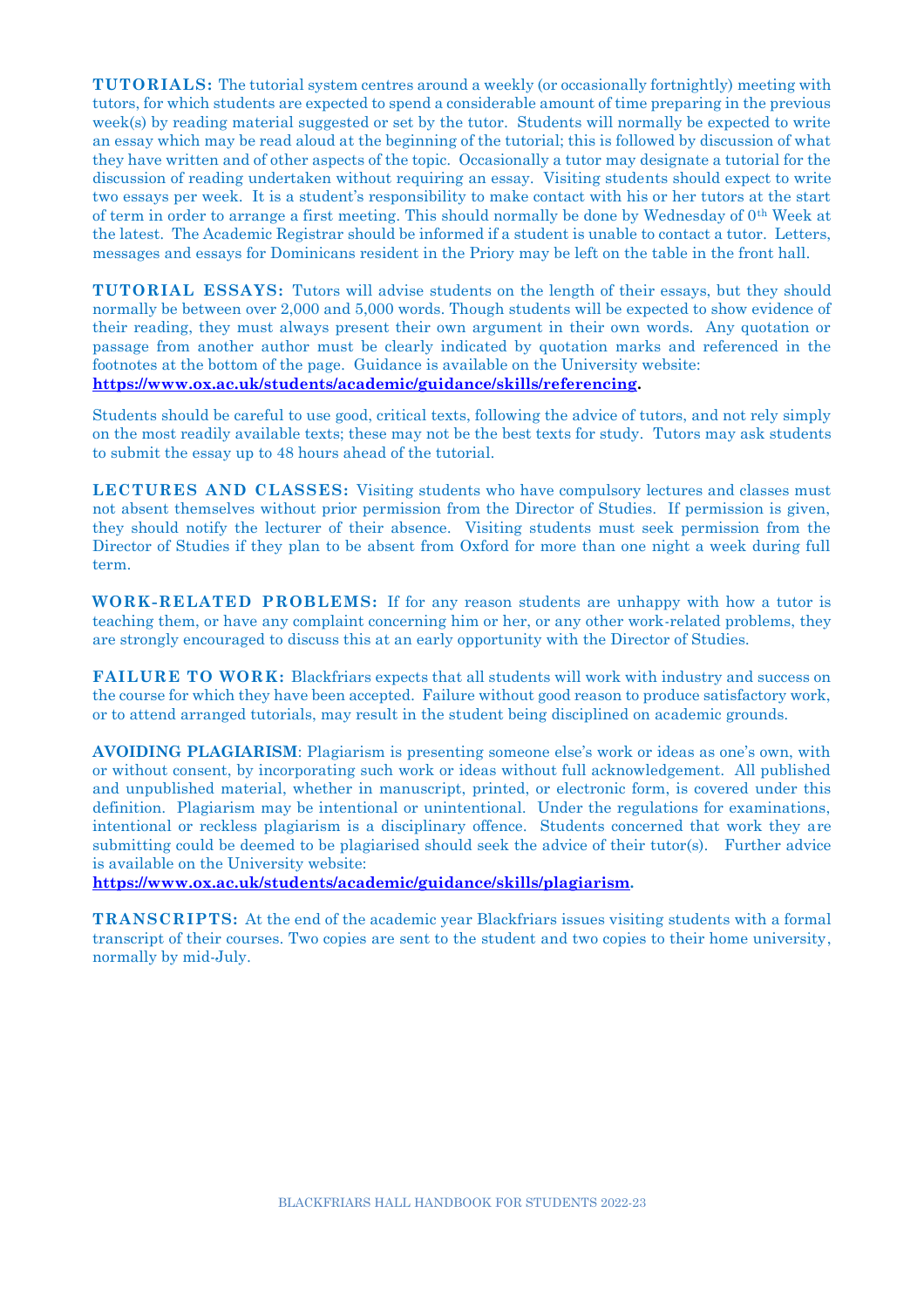**TUTORIALS:** The tutorial system centres around a weekly (or occasionally fortnightly) meeting with tutors, for which students are expected to spend a considerable amount of time preparing in the previous week(s) by reading material suggested or set by the tutor. Students will normally be expected to write an essay which may be read aloud at the beginning of the tutorial; this is followed by discussion of what they have written and of other aspects of the topic. Occasionally a tutor may designate a tutorial for the discussion of reading undertaken without requiring an essay. Visiting students should expect to write two essays per week. It is a student's responsibility to make contact with his or her tutors at the start of term in order to arrange a first meeting. This should normally be done by Wednesday of 0th Week at the latest. The Academic Registrar should be informed if a student is unable to contact a tutor. Letters, messages and essays for Dominicans resident in the Priory may be left on the table in the front hall.

**TUTORIAL ESSAYS:** Tutors will advise students on the length of their essays, but they should normally be between over 2,000 and 5,000 words. Though students will be expected to show evidence of their reading, they must always present their own argument in their own words. Any quotation or passage from another author must be clearly indicated by quotation marks and referenced in the footnotes at the bottom of the page. Guidance is available on the University website: **https://www.ox.ac.uk/students/academic/guidance/skills/referencing.**

Students should be careful to use good, critical texts, following the advice of tutors, and not rely simply on the most readily available texts; these may not be the best texts for study. Tutors may ask students to submit the essay up to 48 hours ahead of the tutorial.

**LECTURES AND CLASSES:** Visiting students who have compulsory lectures and classes must not absent themselves without prior permission from the Director of Studies. If permission is given, they should notify the lecturer of their absence. Visiting students must seek permission from the Director of Studies if they plan to be absent from Oxford for more than one night a week during full term.

**WORK-RELATED PROBLEMS:** If for any reason students are unhappy with how a tutor is teaching them, or have any complaint concerning him or her, or any other work-related problems, they are strongly encouraged to discuss this at an early opportunity with the Director of Studies.

**FAILURE TO WORK:** Blackfriars expects that all students will work with industry and success on the course for which they have been accepted. Failure without good reason to produce satisfactory work, or to attend arranged tutorials, may result in the student being disciplined on academic grounds.

**AVOIDING PLAGIARISM**: Plagiarism is presenting someone else's work or ideas as one's own, with or without consent, by incorporating such work or ideas without full acknowledgement. All published and unpublished material, whether in manuscript, printed, or electronic form, is covered under this definition. Plagiarism may be intentional or unintentional. Under the regulations for examinations, intentional or reckless plagiarism is a disciplinary offence. Students concerned that work they are submitting could be deemed to be plagiarised should seek the advice of their tutor(s). Further advice is available on the University website: **https://www.ox.ac.uk/students/academic/guidance/skills/plagiarism.**

**TRANSCRIPTS:** At the end of the academic year Blackfriars issues visiting students with a formal transcript of their courses. Two copies are sent to the student and two copies to their home university, normally by mid-July.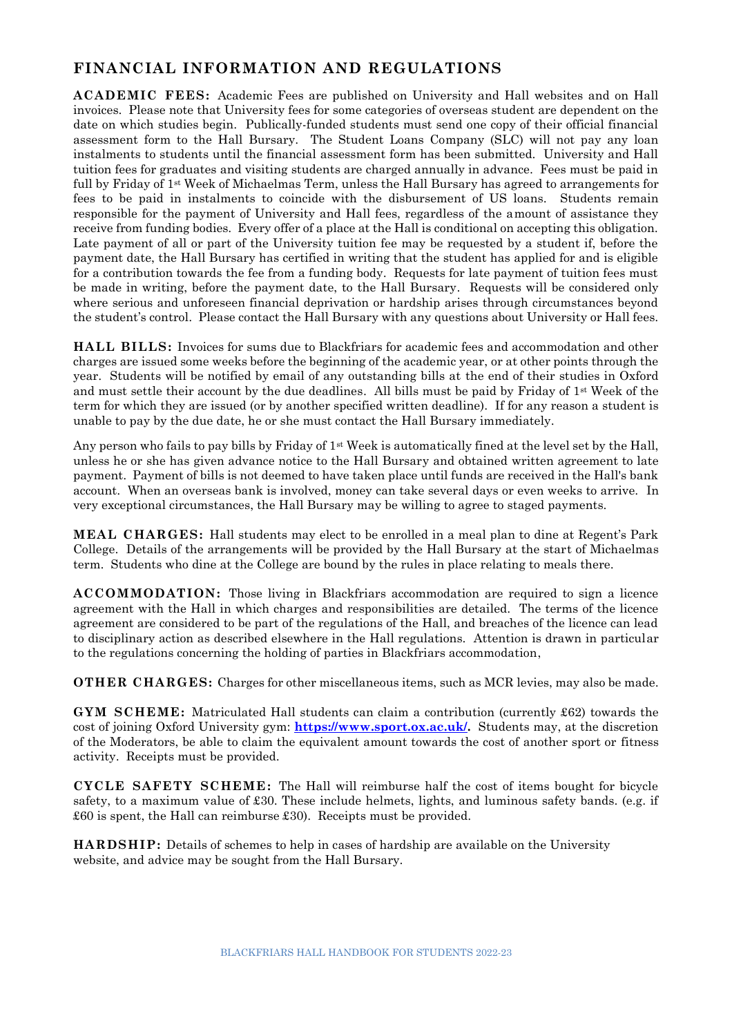## FINANCIAL INFORMATION AND REGULATIONS

**ACADEMIC FEES:** Academic Fees are published on University and Hall websites and on Hall invoices. Please note that University fees for some categories of overseas student are dependent on the date on which studies begin. Publically-funded students must send one copy of their official financial assessment form to the Hall Bursary. The Student Loans Company (SLC) will not pay any loan instalments to students until the financial assessment form has been submitted. University and Hall tuition fees for graduates and visiting students are charged annually in advance. Fees must be paid in full by Friday of 1st Week of Michaelmas Term, unless the Hall Bursary has agreed to arrangements for fees to be paid in instalments to coincide with the disbursement of US loans. Students remain responsible for the payment of University and Hall fees, regardless of the amount of assistance they receive from funding bodies. Every offer of a place at the Hall is conditional on accepting this obligation. Late payment of all or part of the University tuition fee may be requested by a student if, before the payment date, the Hall Bursary has certified in writing that the student has applied for and is eligible for a contribution towards the fee from a funding body. Requests for late payment of tuition fees must be made in writing, before the payment date, to the Hall Bursary. Requests will be considered only where serious and unforeseen financial deprivation or hardship arises through circumstances beyond the student's control. Please contact the Hall Bursary with any questions about University or Hall fees.

**HALL BILLS:** Invoices for sums due to Blackfriars for academic fees and accommodation and other charges are issued some weeks before the beginning of the academic year, or at other points through the year. Students will be notified by email of any outstanding bills at the end of their studies in Oxford and must settle their account by the due deadlines. All bills must be paid by Friday of 1st Week of the term for which they are issued (or by another specified written deadline). If for any reason a student is unable to pay by the due date, he or she must contact the Hall Bursary immediately.

Any person who fails to pay bills by Friday of 1st Week is automatically fined at the level set by the Hall, unless he or she has given advance notice to the Hall Bursary and obtained written agreement to late payment. Payment of bills is not deemed to have taken place until funds are received in the Hall's bank account. When an overseas bank is involved, money can take several days or even weeks to arrive. In very exceptional circumstances, the Hall Bursary may be willing to agree to staged payments.

**MEAL CHARGES:** Hall students may elect to be enrolled in a meal plan to dine at Regent's Park College. Details of the arrangements will be provided by the Hall Bursary at the start of Michaelmas term. Students who dine at the College are bound by the rules in place relating to meals there.

**ACCOMMODATION:** Those living in Blackfriars accommodation are required to sign a licence agreement with the Hall in which charges and responsibilities are detailed. The terms of the licence agreement are considered to be part of the regulations of the Hall, and breaches of the licence can lead to disciplinary action as described elsewhere in the Hall regulations. Attention is drawn in particular to the regulations concerning the holding of parties in Blackfriars accommodation,

**OTHER CHARGES:** Charges for other miscellaneous items, such as MCR levies, may also be made.

**GYM SCHEME:** Matriculated Hall students can claim a contribution (currently £62) towards the cost of joining Oxford University gym: **https://www.sport.ox.ac.uk/.** Students may, at the discretion of the Moderators, be able to claim the equivalent amount towards the cost of another sport or fitness activity. Receipts must be provided.

**CYCLE SAFETY SCHEME:** The Hall will reimburse half the cost of items bought for bicycle safety, to a maximum value of £30. These include helmets, lights, and luminous safety bands. (e.g. if £60 is spent, the Hall can reimburse £30). Receipts must be provided.

**HARDSHIP:** Details of schemes to help in cases of hardship are available on the University website, and advice may be sought from the Hall Bursary.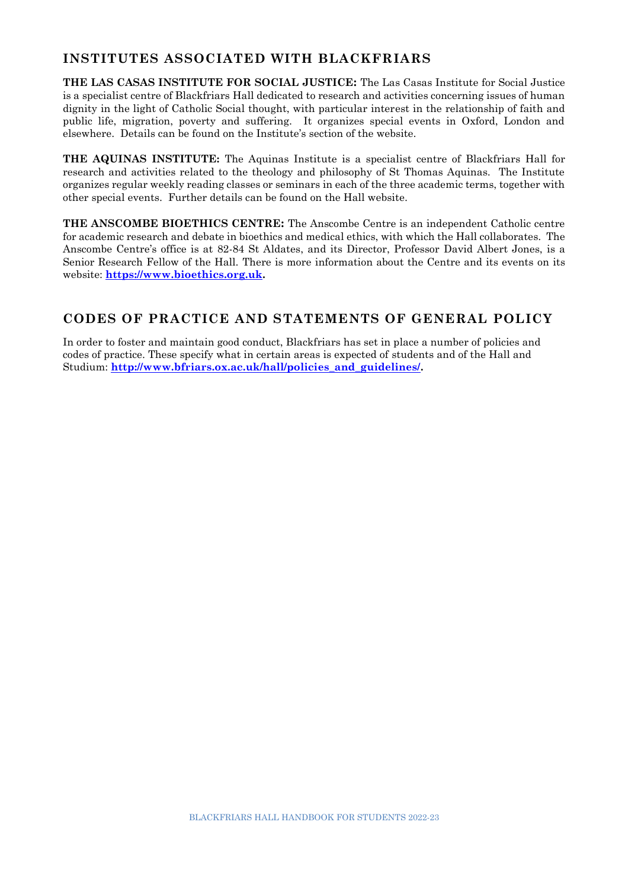## INSTITUTES ASSOCIATED WITH BLACKFRIARS

**THE LAS CASAS INSTITUTE FOR SOCIAL JUSTICE:** The Las Casas Institute for Social Justice is a specialist centre of Blackfriars Hall dedicated to research and activities concerning issues of human dignity in the light of Catholic Social thought, with particular interest in the relationship of faith and public life, migration, poverty and suffering. It organizes special events in Oxford, London and elsewhere. Details can be found on the Institute's section of the website.

**THE AQUINAS INSTITUTE:** The Aquinas Institute is a specialist centre of Blackfriars Hall for research and activities related to the theology and philosophy of St Thomas Aquinas. The Institute organizes regular weekly reading classes or seminars in each of the three academic terms, together with other special events. Further details can be found on the Hall website.

**THE ANSCOMBE BIOETHICS CENTRE:** The Anscombe Centre is an independent Catholic centre for academic research and debate in bioethics and medical ethics, with which the Hall collaborates. The Anscombe Centre's office is at 82-84 St Aldates, and its Director, Professor David Albert Jones, is a Senior Research Fellow of the Hall. There is more information about the Centre and its events on its website: **https://www.bioethics.org.uk.**

## CODES OF PRACTICE AND STATEMENTS OF GENERAL POLICY

In order to foster and maintain good conduct, Blackfriars has set in place a number of policies and codes of practice. These specify what in certain areas is expected of students and of the Hall and Studium: **http://www.bfriars.ox.ac.uk/hall/policies_and_guidelines/.**